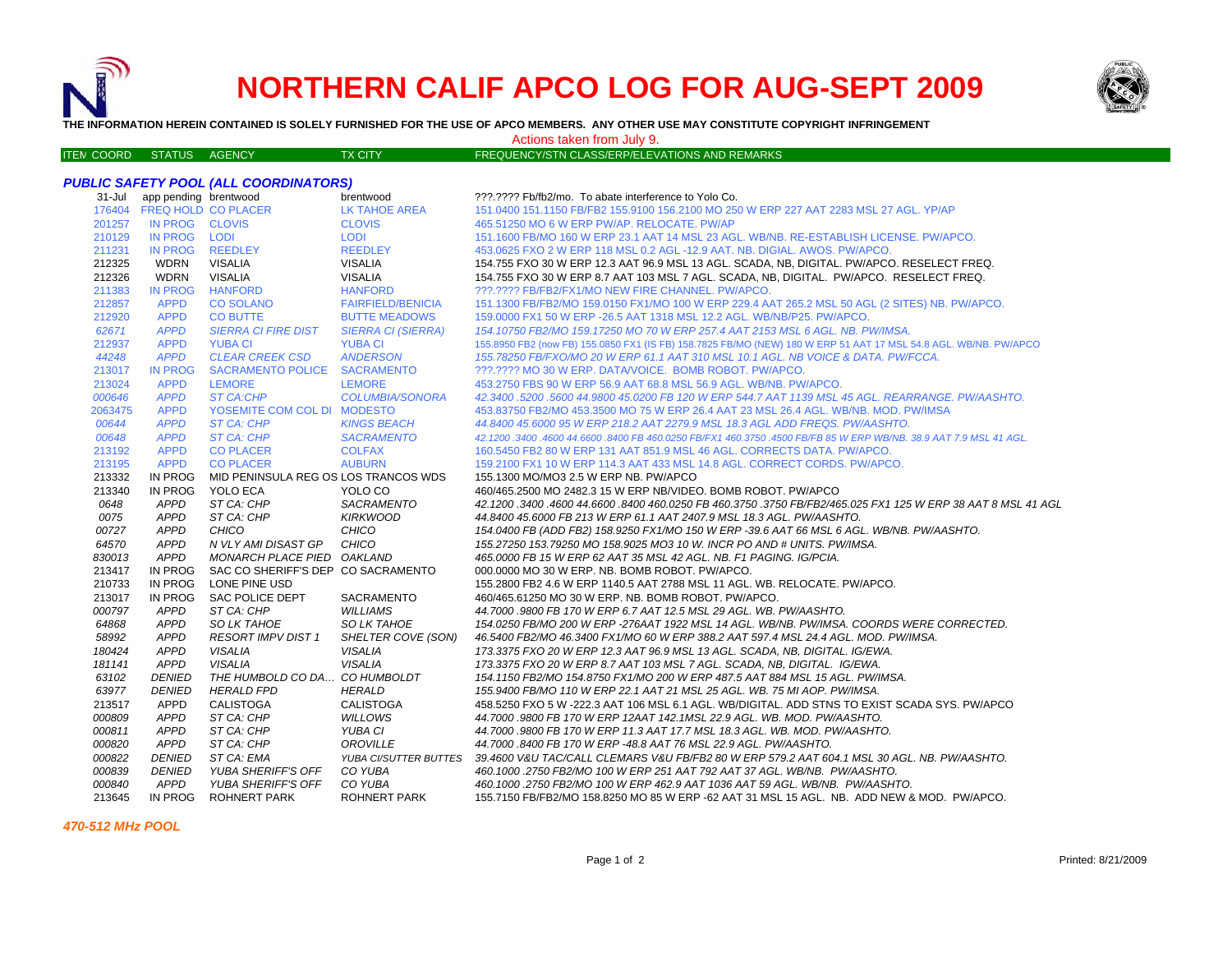# NORTHERN CALIF APCO LOG FOR AUG-SEPT 2009

**THE INFORMATION HEREIN CONTAINED IS SOLELY FURNISHED FOR THE USE OF APCO MEMBERS. ANY OTHER USE MAY CONSTITUTE COPYRIGHT INFRINGEMENT**

Actions taken from July 9.

### *PUBLIC SAFETY POOL (ALL COORDINATORS)*

| ITEM COORD | STATUS | AGENCY | TX CITY | FREQUENCY/STN CLASS/ERP/ELEVATIONS AND REMARKS |
|---|---|---|---|---|
| 31-Jul | app pending | brentwood | brentwood | ???.???? Fb/fb2/mo. To abate interference to Yolo Co. |
| 176404 | FREQ HOLD | CO PLACER | LK TAHOE AREA | 151.0400 151.1150 FB/FB2 155.9100 156.2100 MO 250 W ERP 227 AAT 2283 MSL 27 AGL. YP/AP |
| 201257 | IN PROG | CLOVIS | CLOVIS | 465.51250 MO 6 W ERP PW/AP. RELOCATE. PW/AP |
| 210129 | IN PROG | LODI | LODI | 151.1600 FB/MO 160 W ERP 23.1 AAT 14 MSL 23 AGL. WB/NB. RE-ESTABLISH LICENSE. PW/APCO. |
| 211231 | IN PROG | REEDLEY | REEDLEY | 453.0625 FXO 2 W ERP 118 MSL 0.2 AGL -12.9 AAT. NB. DIGIAL. AWOS. PW/APCO. |
| 212325 | WDRN | VISALIA | VISALIA | 154.755 FXO 30 W ERP 12.3 AAT 96.9 MSL 13 AGL. SCADA, NB, DIGITAL. PW/APCO. RESELECT FREQ. |
| 212326 | WDRN | VISALIA | VISALIA | 154.755 FXO 30 W ERP 8.7 AAT 103 MSL 7 AGL. SCADA, NB, DIGITAL. PW/APCO. RESELECT FREQ. |
| 211383 | IN PROG | HANFORD | HANFORD | ???.???? FB/FB2/FX1/MO NEW FIRE CHANNEL. PW/APCO. |
| 212857 | APPD | CO SOLANO | FAIRFIELD/BENICIA | 151.1300 FB/FB2/MO 159.0150 FX1/MO 100 W ERP 229.4 AAT 265.2 MSL 50 AGL (2 SITES) NB. PW/APCO. |
| 212920 | APPD | CO BUTTE | BUTTE MEADOWS | 159.0000 FX1 50 W ERP -26.5 AAT 1318 MSL 12.2 AGL. WB/NB/P25. PW/APCO. |
| *62671* | *APPD* | *SIERRA CI FIRE DIST* | *SIERRA CI (SIERRA)* | *154.10750 FB2/MO 159.17250 MO 70 W ERP 257.4 AAT 2153 MSL 6 AGL. NB. PW/IMSA.* |
| 212937 | APPD | YUBA CI | YUBA CI | 155.8950 FB2 (now FB) 155.0850 FX1 (IS FB) 158.7825 FB/MO (NEW) 180 W ERP 51 AAT 17 MSL 54.8 AGL. WB/NB. PW/APCO |
| *44248* | *APPD* | *CLEAR CREEK CSD* | *ANDERSON* | *155.78250 FB/FXO/MO 20 W ERP 61.1 AAT 310 MSL 10.1 AGL. NB VOICE & DATA. PW/FCCA.* |
| 213017 | IN PROG | SACRAMENTO POLICE | SACRAMENTO | ???.???? MO 30 W ERP. DATA/VOICE. BOMB ROBOT. PW/APCO. |
| 213024 | APPD | LEMORE | LEMORE | 453.2750 FBS 90 W ERP 56.9 AAT 68.8 MSL 56.9 AGL. WB/NB. PW/APCO. |
| *000646* | *APPD* | *ST CA:CHP* | *COLUMBIA/SONORA* | *42.3400 .5200 .5600 44.9800 45.0200 FB 120 W ERP 544.7 AAT 1139 MSL 45 AGL. REARRANGE. PW/AASHTO.* |
| 2063475 | APPD | YOSEMITE COM COL DI | MODESTO | 453.83750 FB2/MO 453.3500 MO 75 W ERP 26.4 AAT 23 MSL 26.4 AGL. WB/NB. MOD. PW/IMSA |
| *00644* | *APPD* | *ST CA: CHP* | *KINGS BEACH* | *44.8400 45.6000 95 W ERP 218.2 AAT 2279.9 MSL 18.3 AGL ADD FREQS. PW/AASHTO.* |
| *00648* | *APPD* | *ST CA: CHP* | *SACRAMENTO* | *42.1200 .3400 .4600 44.6600 .8400 FB 460.0250 FB/FX1 460.3750 .4500 FB/FB 85 W ERP WB/NB. 38.9 AAT 7.9 MSL 41 AGL.* |
| 213192 | APPD | CO PLACER | COLFAX | 160.5450 FB2 80 W ERP 131 AAT 851.9 MSL 46 AGL. CORRECTS DATA. PW/APCO. |
| 213195 | APPD | CO PLACER | AUBURN | 159.2100 FX1 10 W ERP 114.3 AAT 433 MSL 14.8 AGL. CORRECT CORDS. PW/APCO. |
| 213332 | IN PROG | MID PENINSULA REG OS | LOS TRANCOS WDS | 155.1300 MO/MO3 2.5 W ERP NB. PW/APCO |
| 213340 | IN PROG | YOLO ECA | YOLO CO | 460/465.2500 MO 2482.3 15 W ERP NB/VIDEO. BOMB ROBOT. PW/APCO |
| *0648* | *APPD* | *ST CA: CHP* | *SACRAMENTO* | *42.1200 .3400 .4600 44.6600 .8400 460.0250 FB 460.3750 .3750 FB/FB2/465.025 FX1 125 W ERP 38 AAT 8 MSL 41 AGL* |
| *0075* | *APPD* | *ST CA: CHP* | *KIRKWOOD* | *44.8400 45.6000 FB 213 W ERP 61.1 AAT 2407.9 MSL 18.3 AGL. PW/AASHTO.* |
| *00727* | *APPD* | *CHICO* | *CHICO* | *154.0400 FB (ADD FB2) 158.9250 FX1/MO 150 W ERP -39.6 AAT 66 MSL 6 AGL. WB/NB. PW/AASHTO.* |
| *64570* | *APPD* | *N VLY AMI DISAST GP* | *CHICO* | *155.27250 153.79250 MO 158.9025 MO3 10 W. INCR PO AND # UNITS. PW/IMSA.* |
| *830013* | *APPD* | *MONARCH PLACE PIED* | *OAKLAND* | *465.0000 FB 15 W ERP 62 AAT 35 MSL 42 AGL. NB. F1 PAGING. IG/PCIA.* |
| 213417 | IN PROG | SAC CO SHERIFF'S DEP | CO SACRAMENTO | 000.0000 MO 30 W ERP. NB. BOMB ROBOT. PW/APCO. |
| 210733 | IN PROG | LONE PINE USD | | 155.2800 FB2 4.6 W ERP 1140.5 AAT 2788 MSL 11 AGL. WB. RELOCATE. PW/APCO. |
| 213017 | IN PROG | SAC POLICE DEPT | SACRAMENTO | 460/465.61250 MO 30 W ERP. NB. BOMB ROBOT. PW/APCO. |
| *000797* | *APPD* | *ST CA: CHP* | *WILLIAMS* | *44.7000 .9800 FB 170 W ERP 6.7 AAT 12.5 MSL 29 AGL. WB. PW/AASHTO.* |
| *64868* | *APPD* | *SO LK TAHOE* | *SO LK TAHOE* | *154.0250 FB/MO 200 W ERP -276AAT 1922 MSL 14 AGL. WB/NB. PW/IMSA. COORDS WERE CORRECTED.* |
| *58992* | *APPD* | *RESORT IMPV DIST 1* | *SHELTER COVE (SON)* | *46.5400 FB2/MO 46.3400 FX1/MO 60 W ERP 388.2 AAT 597.4 MSL 24.4 AGL. MOD. PW/IMSA.* |
| *180424* | *APPD* | *VISALIA* | *VISALIA* | *173.3375 FXO 20 W ERP 12.3 AAT 96.9 MSL 13 AGL. SCADA, NB, DIGITAL. IG/EWA.* |
| *181141* | *APPD* | *VISALIA* | *VISALIA* | *173.3375 FXO 20 W ERP 8.7 AAT 103 MSL 7 AGL. SCADA, NB, DIGITAL. IG/EWA.* |
| *63102* | *DENIED* | *THE HUMBOLD CO DA…* | *CO HUMBOLDT* | *154.1150 FB2/MO 154.8750 FX1/MO 200 W ERP 487.5 AAT 884 MSL 15 AGL. PW/IMSA.* |
| *63977* | *DENIED* | *HERALD FPD* | *HERALD* | *155.9400 FB/MO 110 W ERP 22.1 AAT 21 MSL 25 AGL. WB. 75 MI AOP. PW/IMSA.* |
| 213517 | APPD | CALISTOGA | CALISTOGA | 458.5250 FXO 5 W -222.3 AAT 106 MSL 6.1 AGL. WB/DIGITAL. ADD STNS TO EXIST SCADA SYS. PW/APCO |
| *000809* | *APPD* | *ST CA: CHP* | *WILLOWS* | *44.7000 .9800 FB 170 W ERP 12AAT 142.1MSL 22.9 AGL. WB. MOD. PW/AASHTO.* |
| *000811* | *APPD* | *ST CA: CHP* | *YUBA CI* | *44.7000 .9800 FB 170 W ERP 11.3 AAT 17.7 MSL 18.3 AGL. WB. MOD. PW/AASHTO.* |
| *000820* | *APPD* | *ST CA: CHP* | *OROVILLE* | *44.7000 .8400 FB 170 W ERP -48.8 AAT 76 MSL 22.9 AGL. PW/AASHTO.* |
| *000822* | *DENIED* | *ST CA: EMA* | *YUBA CI/SUTTER BUTTES* | *39.4600 V&U TAC/CALL CLEMARS V&U FB/FB2 80 W ERP 579.2 AAT 604.1 MSL 30 AGL. NB. PW/AASHTO.* |
| *000839* | *DENIED* | *YUBA SHERIFF'S OFF* | *CO YUBA* | *460.1000 .2750 FB2/MO 100 W ERP 251 AAT 792 AAT 37 AGL. WB/NB. PW/AASHTO.* |
| *000840* | *APPD* | *YUBA SHERIFF'S OFF* | *CO YUBA* | *460.1000 .2750 FB2/MO 100 W ERP 462.9 AAT 1036 AAT 59 AGL. WB/NB. PW/AASHTO.* |
| 213645 | IN PROG | ROHNERT PARK | ROHNERT PARK | 155.7150 FB/FB2/MO 158.8250 MO 85 W ERP -62 AAT 31 MSL 15 AGL. NB. ADD NEW & MOD. PW/APCO. |

### *470-512 MHz POOL*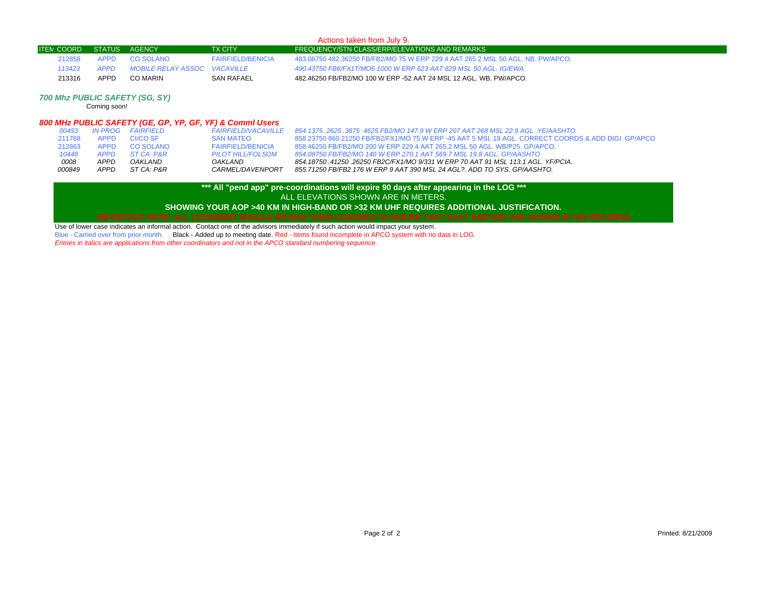Actions taken from July 9.

| ITEM | COORD | STATUS | AGENCY | TX CITY | FREQUENCY/STN CLASS/ERP/ELEVATIONS AND REMARKS |
|---|---|---|---|---|---|
| | 212858 | APPD | CO SOLANO | FAIRFIELD/BENICIA | 483.08750 482.36250 FB/FB2/MO 75 W ERP 229.4 AAT 265.2 MSL 50 AGL. NB. PW/APCO. |
| | *113423* | *APPD* | *MOBILE RELAY ASSOC* | *VACAVILLE* | *490.43750 FB6/FX1T/MO6 1000 W ERP 623 AAT 829 MSL 50 AGL. IG/EWA.* |
| | 213316 | APPD | CO MARIN | SAN RAFAEL | 482.46250 FB/FB2/MO 100 W ERP -52 AAT 24 MSL 12 AGL. WB. PW/APCO. |

### *700 Mhz PUBLIC SAFETY (SG, SY)*

Coming soon!

### *800 MHz PUBLIC SAFETY (GE, GP, YP, GF, YF) & Comml Users*

| | | | | | |
|---|---|---|---|---|---|
| | *00453* | *IN PROG* | *FAIRFIELD* | *FAIRFIELD/VACAVILLE* | *854.1375 .2625 .3875 .4625 FB2/MO 147.9 W ERP 207 AAT 268 MSL 22.9 AGL. YE/AASHTO.* |
| | 211768 | APPD | CI/CO SF | SAN MATEO | 858.23750 860.21250 FB/FB2/FX1/MO 75 W ERP -45 AAT 5 MSL 19 AGL. CORRECT COORDS & ADD DIGI. GP/APCO |
| | 212863 | APPD | CO SOLANO | FAIRFIELD/BENICIA | 858.46250 FB/FB2/MO 200 W ERP 229.4 AAT 265.2 MSL 50 AGL. WB/P25. GP/APCO. |
| | *10448* | *APPD* | *ST CA: P&R* | *PILOT HILL/FOLSOM* | *854.08750 FB/FB2/MO 140 W ERP 270.1 AAT 569.7 MSL 19.8 AGL. GP/AASHTO* |
| | *0008* | *APPD* | *OAKLAND* | *OAKLAND* | *854.18750 .41250 .26250 FB2C/FX1/MO 9/331 W ERP 70 AAT 91 MSL 113.1 AGL. YF/PCIA.* |
| | *000849* | *APPD* | *ST CA: P&R* | *CARMEL/DAVENPORT* | *855.71250 FB/FB2 176 W ERP 9 AAT 390 MSL 24 AGL?. ADD TO SYS. GP/AASHTO.* |

**\*\*\* All "pend app" pre-coordinations will expire 90 days after appearing in the LOG \*\*\***

ALL ELEVATIONS SHOWN ARE IN METERS.

**SHOWING YOUR AOP >40 KM IN HIGH-BAND OR >32 KM UHF REQUIRES ADDITIONAL JUSTIFICATION.**

**IMPORTANT NOTE: ALL LICENSEES SHOULD REVIEW THEIR LICENSES TO INSURE THAT HAAT AND ERP ARE SHOWN IN THE RECORDS.**

Use of lower case indicates an informal action. Contact one of the advisors immediately if such action would impact your system.

Blue - Carried over from prior month. Black - Added up to meeting date. Red - Items found incomplete in APCO system with no data in LOG.

*Entries in italics are applications from other coordinators and not in the APCO standard numbering sequence.*

Printed: 8/21/2009